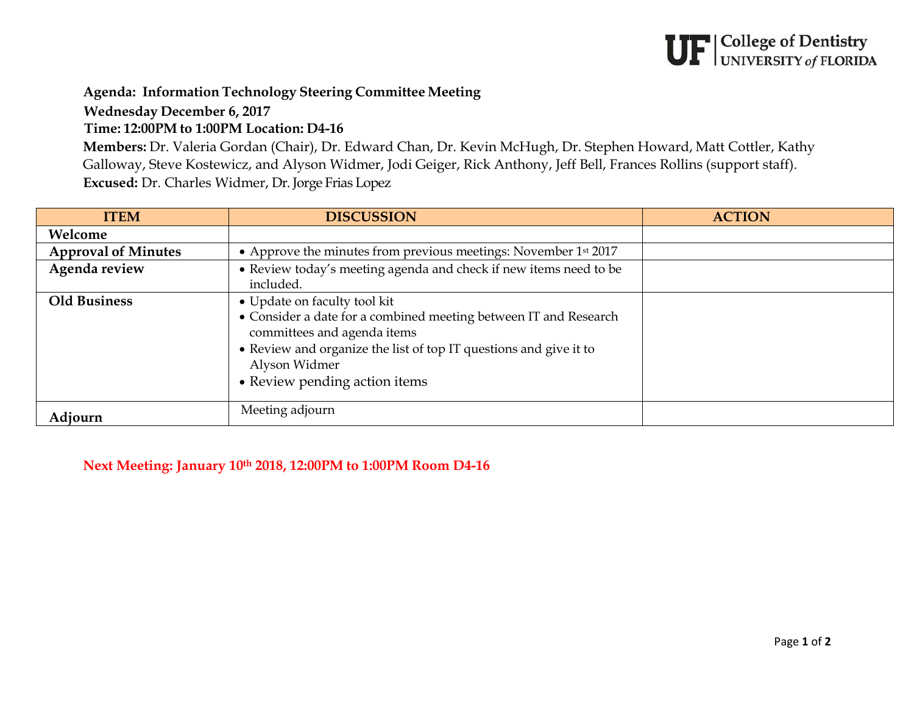UF | College of Dentistry
UNIVERSITY of FLORIDA

**Agenda: Information Technology Steering Committee Meeting**

**Wednesday December 6, 2017**

**Time: 12:00PM to 1:00PM Location: D4-16**

**Members:** Dr. Valeria Gordan (Chair), Dr. Edward Chan, Dr. Kevin McHugh, Dr. Stephen Howard, Matt Cottler, Kathy Galloway, Steve Kostewicz, and Alyson Widmer, Jodi Geiger, Rick Anthony, Jeff Bell, Frances Rollins (support staff).

**Excused:** Dr. Charles Widmer, Dr. Jorge Frias Lopez

| ITEM | DISCUSSION | ACTION |
|---|---|---|
| **Welcome** | | |
| **Approval of Minutes** | • Approve the minutes from previous meetings: November 1st 2017 | |
| **Agenda review** | • Review today's meeting agenda and check if new items need to be included. | |
| **Old Business** | • Update on faculty tool kit<br>• Consider a date for a combined meeting between IT and Research committees and agenda items<br>• Review and organize the list of top IT questions and give it to Alyson Widmer<br>• Review pending action items | |
| **Adjourn** | Meeting adjourn | |

**Next Meeting: January 10th 2018, 12:00PM to 1:00PM Room D4-16**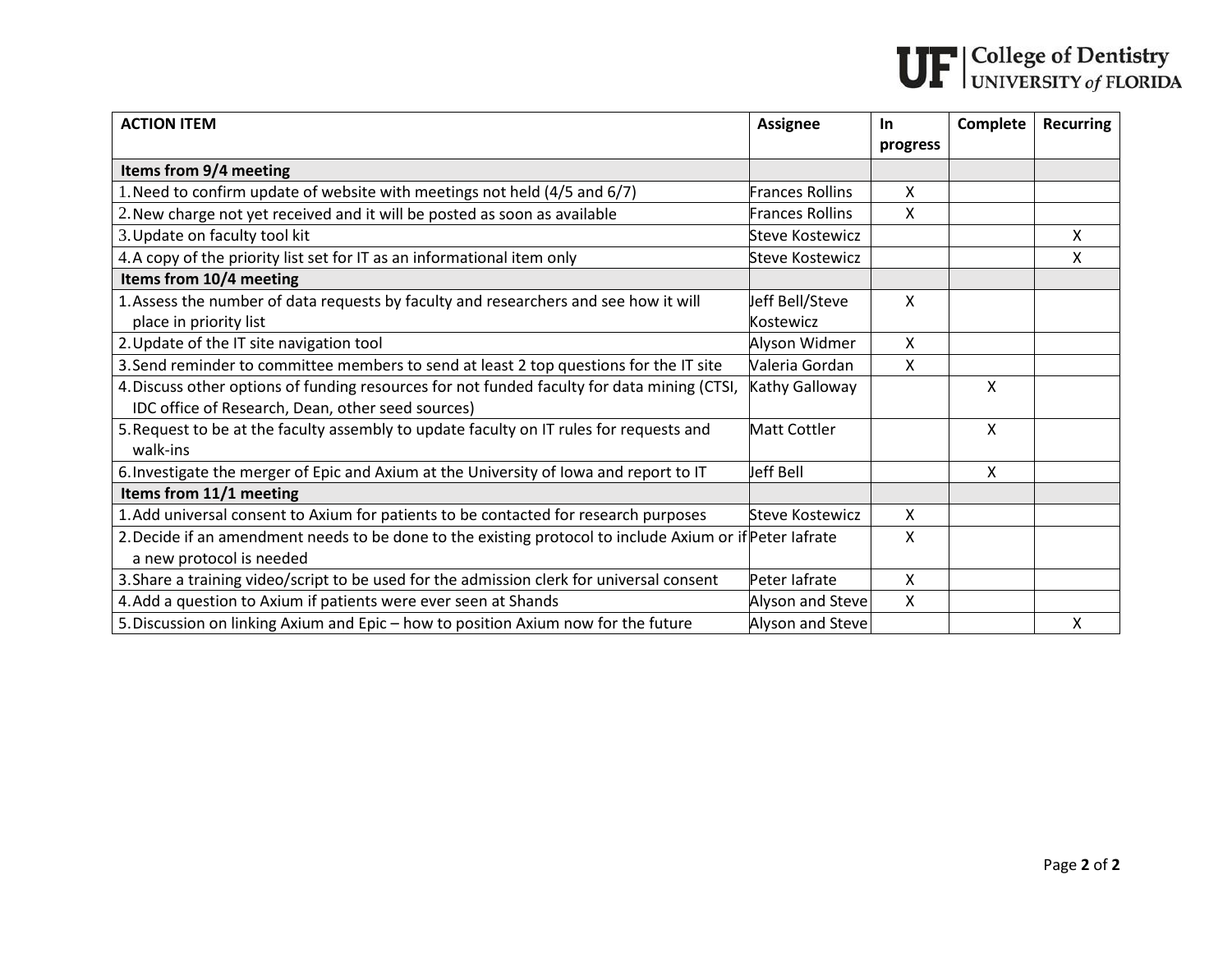| ACTION ITEM | Assignee | In progress | Complete | Recurring |
|---|---|---|---|---|
| **Items from 9/4 meeting** | | | | |
| 1. Need to confirm update of website with meetings not held (4/5 and 6/7) | Frances Rollins | X | | |
| 2. New charge not yet received and it will be posted as soon as available | Frances Rollins | X | | |
| 3. Update on faculty tool kit | Steve Kostewicz | | | X |
| 4. A copy of the priority list set for IT as an informational item only | Steve Kostewicz | | | X |
| **Items from 10/4 meeting** | | | | |
| 1. Assess the number of data requests by faculty and researchers and see how it will place in priority list | Jeff Bell/Steve Kostewicz | X | | |
| 2. Update of the IT site navigation tool | Alyson Widmer | X | | |
| 3. Send reminder to committee members to send at least 2 top questions for the IT site | Valeria Gordan | X | | |
| 4. Discuss other options of funding resources for not funded faculty for data mining (CTSI, IDC office of Research, Dean, other seed sources) | Kathy Galloway | | X | |
| 5. Request to be at the faculty assembly to update faculty on IT rules for requests and walk-ins | Matt Cottler | | X | |
| 6. Investigate the merger of Epic and Axium at the University of Iowa and report to IT | Jeff Bell | | X | |
| **Items from 11/1 meeting** | | | | |
| 1. Add universal consent to Axium for patients to be contacted for research purposes | Steve Kostewicz | X | | |
| 2. Decide if an amendment needs to be done to the existing protocol to include Axium or if a new protocol is needed | Peter Iafrate | X | | |
| 3. Share a training video/script to be used for the admission clerk for universal consent | Peter Iafrate | X | | |
| 4. Add a question to Axium if patients were ever seen at Shands | Alyson and Steve | X | | |
| 5. Discussion on linking Axium and Epic – how to position Axium now for the future | Alyson and Steve | | | X |